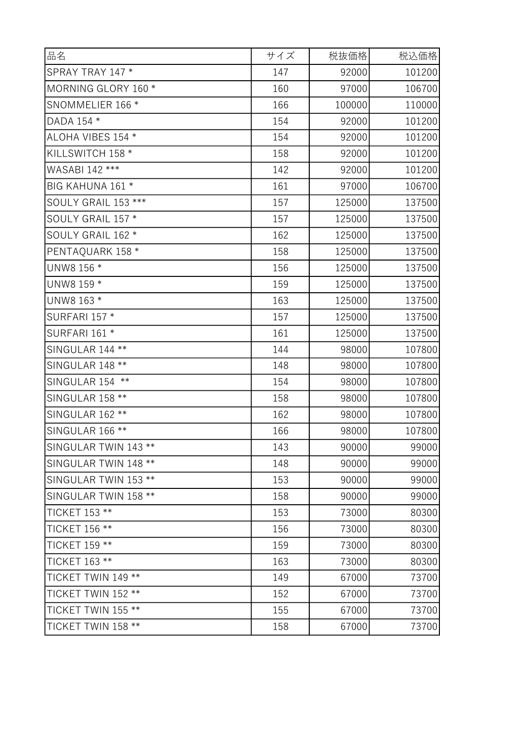| 品名 | サイズ | 税抜価格 | 税込価格 |
|---|---|---|---|
| SPRAY TRAY 147 * | 147 | 92000 | 101200 |
| MORNING GLORY 160 * | 160 | 97000 | 106700 |
| SNOMMELIER 166 * | 166 | 100000 | 110000 |
| DADA 154 * | 154 | 92000 | 101200 |
| ALOHA VIBES 154 * | 154 | 92000 | 101200 |
| KILLSWITCH 158 * | 158 | 92000 | 101200 |
| WASABI 142 *** | 142 | 92000 | 101200 |
| BIG KAHUNA 161 * | 161 | 97000 | 106700 |
| SOULY GRAIL 153 *** | 157 | 125000 | 137500 |
| SOULY GRAIL 157 * | 157 | 125000 | 137500 |
| SOULY GRAIL 162 * | 162 | 125000 | 137500 |
| PENTAQUARK 158 * | 158 | 125000 | 137500 |
| UNW8 156 * | 156 | 125000 | 137500 |
| UNW8 159 * | 159 | 125000 | 137500 |
| UNW8 163 * | 163 | 125000 | 137500 |
| SURFARI 157 * | 157 | 125000 | 137500 |
| SURFARI 161 * | 161 | 125000 | 137500 |
| SINGULAR 144 ** | 144 | 98000 | 107800 |
| SINGULAR 148 ** | 148 | 98000 | 107800 |
| SINGULAR 154 ** | 154 | 98000 | 107800 |
| SINGULAR 158 ** | 158 | 98000 | 107800 |
| SINGULAR 162 ** | 162 | 98000 | 107800 |
| SINGULAR 166 ** | 166 | 98000 | 107800 |
| SINGULAR TWIN 143 ** | 143 | 90000 | 99000 |
| SINGULAR TWIN 148 ** | 148 | 90000 | 99000 |
| SINGULAR TWIN 153 ** | 153 | 90000 | 99000 |
| SINGULAR TWIN 158 ** | 158 | 90000 | 99000 |
| TICKET 153 ** | 153 | 73000 | 80300 |
| TICKET 156 ** | 156 | 73000 | 80300 |
| TICKET 159 ** | 159 | 73000 | 80300 |
| TICKET 163 ** | 163 | 73000 | 80300 |
| TICKET TWIN 149 ** | 149 | 67000 | 73700 |
| TICKET TWIN 152 ** | 152 | 67000 | 73700 |
| TICKET TWIN 155 ** | 155 | 67000 | 73700 |
| TICKET TWIN 158 ** | 158 | 67000 | 73700 |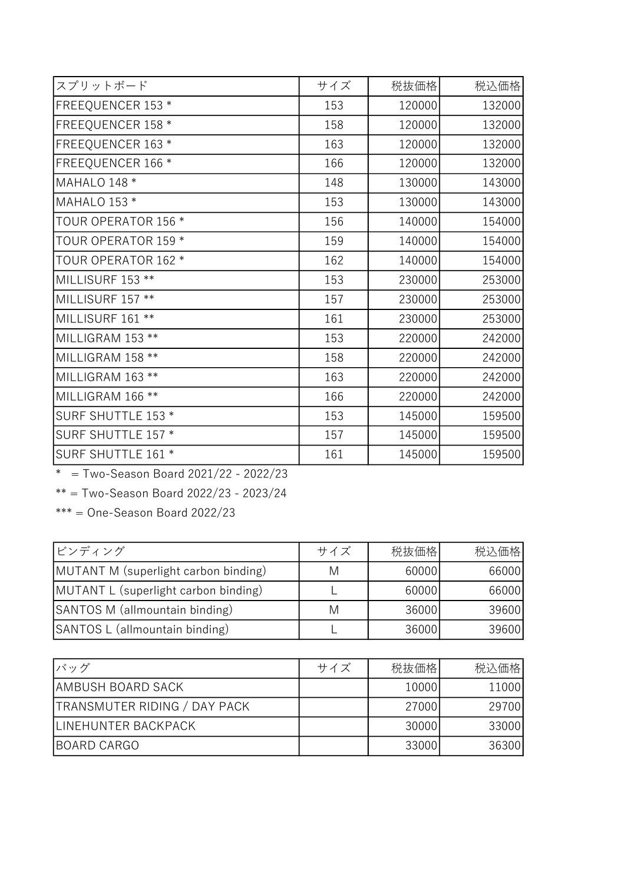| スプリットボード | サイズ | 税抜価格 | 税込価格 |
|---|---|---|---|
| FREEQUENCER 153 * | 153 | 120000 | 132000 |
| FREEQUENCER 158 * | 158 | 120000 | 132000 |
| FREEQUENCER 163 * | 163 | 120000 | 132000 |
| FREEQUENCER 166 * | 166 | 120000 | 132000 |
| MAHALO 148 * | 148 | 130000 | 143000 |
| MAHALO 153 * | 153 | 130000 | 143000 |
| TOUR OPERATOR 156 * | 156 | 140000 | 154000 |
| TOUR OPERATOR 159 * | 159 | 140000 | 154000 |
| TOUR OPERATOR 162 * | 162 | 140000 | 154000 |
| MILLISURF 153 ** | 153 | 230000 | 253000 |
| MILLISURF 157 ** | 157 | 230000 | 253000 |
| MILLISURF 161 ** | 161 | 230000 | 253000 |
| MILLIGRAM 153 ** | 153 | 220000 | 242000 |
| MILLIGRAM 158 ** | 158 | 220000 | 242000 |
| MILLIGRAM 163 ** | 163 | 220000 | 242000 |
| MILLIGRAM 166 ** | 166 | 220000 | 242000 |
| SURF SHUTTLE 153 * | 153 | 145000 | 159500 |
| SURF SHUTTLE 157 * | 157 | 145000 | 159500 |
| SURF SHUTTLE 161 * | 161 | 145000 | 159500 |

*   = Two-Season Board 2021/22 - 2022/23

** = Two-Season Board 2022/23 - 2023/24

*** = One-Season Board 2022/23

| ビンディング | サイズ | 税抜価格 | 税込価格 |
|---|---|---|---|
| MUTANT M (superlight carbon binding) | M | 60000 | 66000 |
| MUTANT L (superlight carbon binding) | L | 60000 | 66000 |
| SANTOS M (allmountain binding) | M | 36000 | 39600 |
| SANTOS L (allmountain binding) | L | 36000 | 39600 |

| バッグ | サイズ | 税抜価格 | 税込価格 |
|---|---|---|---|
| AMBUSH BOARD SACK | | 10000 | 11000 |
| TRANSMUTER RIDING / DAY PACK | | 27000 | 29700 |
| LINEHUNTER BACKPACK | | 30000 | 33000 |
| BOARD CARGO | | 33000 | 36300 |